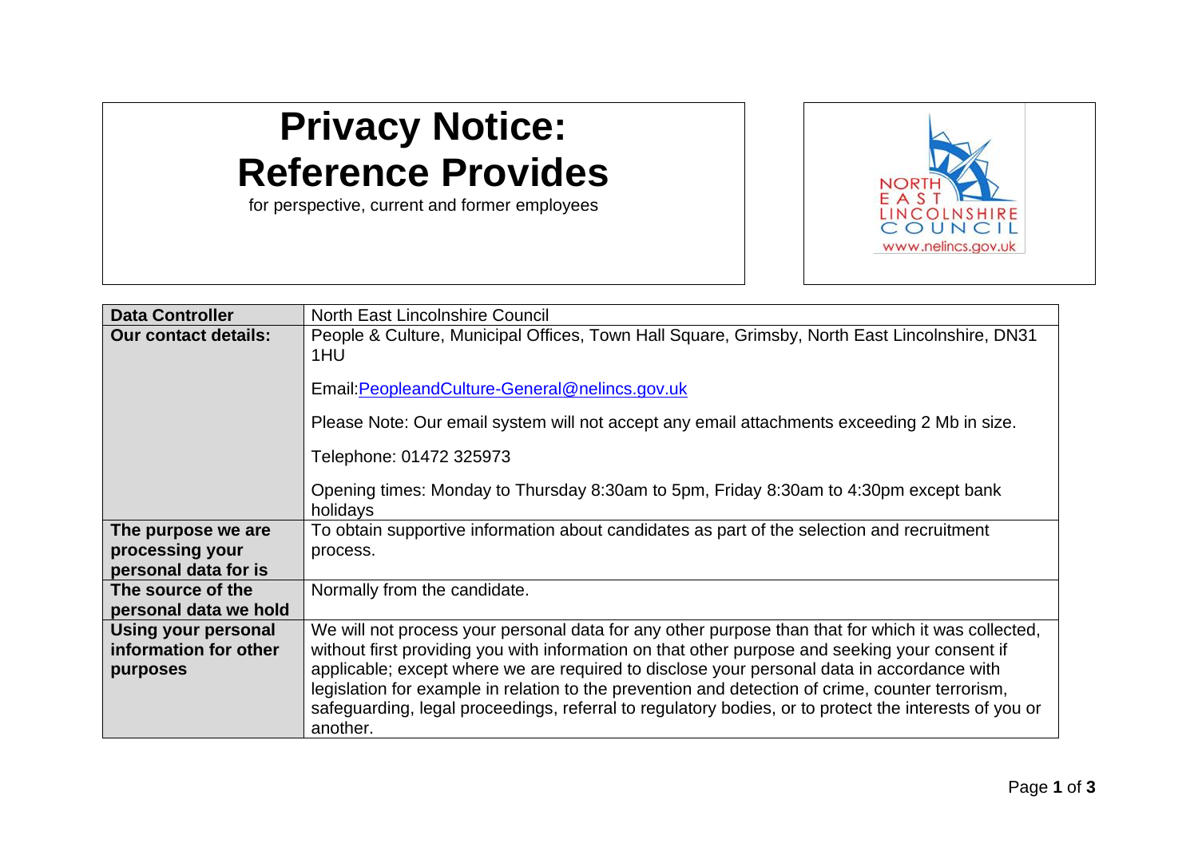# Privacy Notice: Reference Provides

for perspective, current and former employees

| Data Controller | North East Lincolnshire Council |
|---|---|
| **Our contact details:** | People & Culture, Municipal Offices, Town Hall Square, Grimsby, North East Lincolnshire, DN31 1HU<br><br>Email:PeopleandCulture-General@nelincs.gov.uk<br><br>Please Note: Our email system will not accept any email attachments exceeding 2 Mb in size.<br><br>Telephone: 01472 325973<br><br>Opening times: Monday to Thursday 8:30am to 5pm, Friday 8:30am to 4:30pm except bank holidays |
| **The purpose we are processing your personal data for is** | To obtain supportive information about candidates as part of the selection and recruitment process. |
| **The source of the personal data we hold** | Normally from the candidate. |
| **Using your personal information for other purposes** | We will not process your personal data for any other purpose than that for which it was collected, without first providing you with information on that other purpose and seeking your consent if applicable; except where we are required to disclose your personal data in accordance with legislation for example in relation to the prevention and detection of crime, counter terrorism, safeguarding, legal proceedings, referral to regulatory bodies, or to protect the interests of you or another. |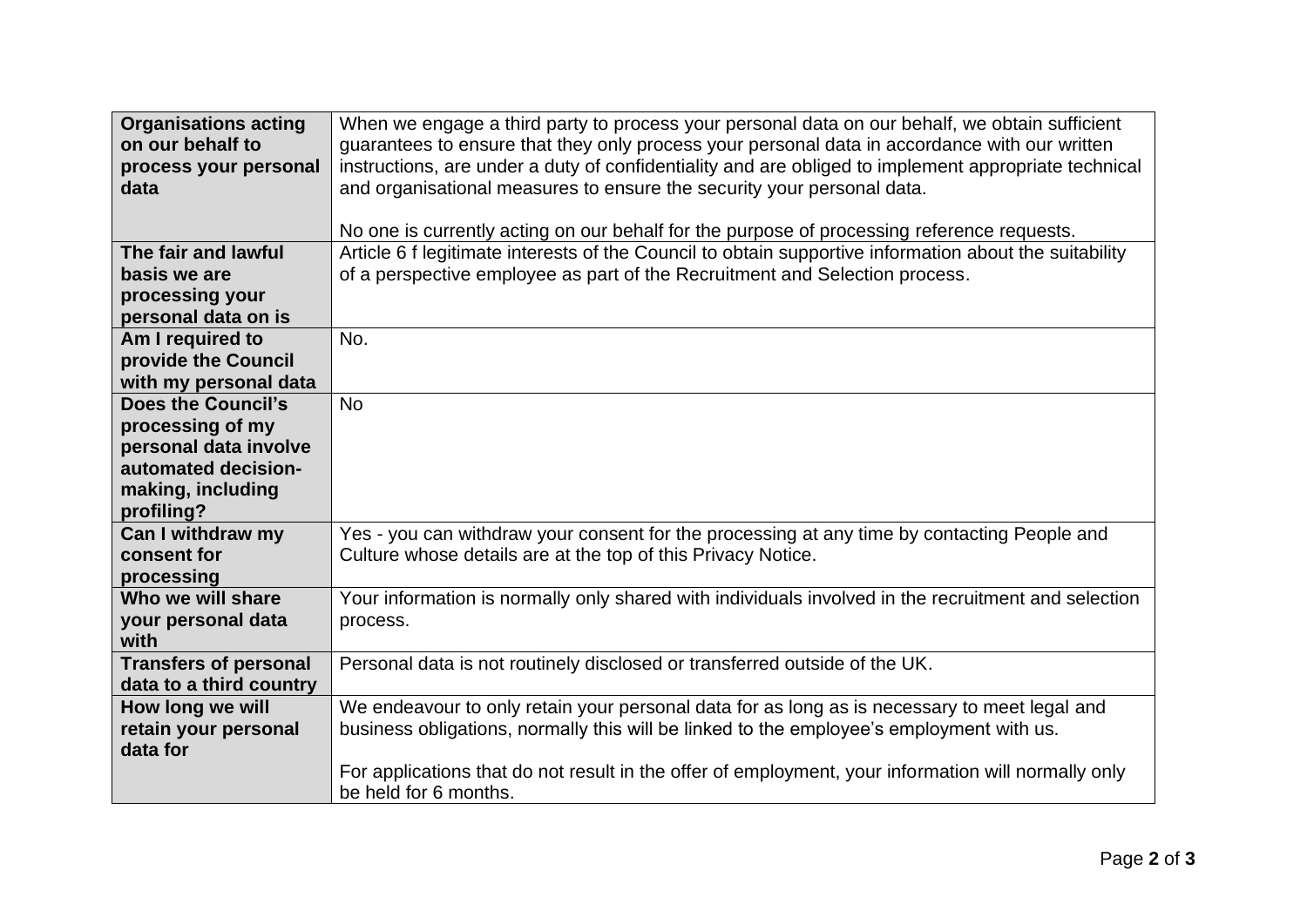| | |
|---|---|
| **Organisations acting on our behalf to process your personal data** | When we engage a third party to process your personal data on our behalf, we obtain sufficient guarantees to ensure that they only process your personal data in accordance with our written instructions, are under a duty of confidentiality and are obliged to implement appropriate technical and organisational measures to ensure the security your personal data.<br><br>No one is currently acting on our behalf for the purpose of processing reference requests. |
| **The fair and lawful basis we are processing your personal data on is** | Article 6 f legitimate interests of the Council to obtain supportive information about the suitability of a perspective employee as part of the Recruitment and Selection process. |
| **Am I required to provide the Council with my personal data** | No. |
| **Does the Council's processing of my personal data involve automated decision-making, including profiling?** | No |
| **Can I withdraw my consent for processing** | Yes - you can withdraw your consent for the processing at any time by contacting People and Culture whose details are at the top of this Privacy Notice. |
| **Who we will share your personal data with** | Your information is normally only shared with individuals involved in the recruitment and selection process. |
| **Transfers of personal data to a third country** | Personal data is not routinely disclosed or transferred outside of the UK. |
| **How long we will retain your personal data for** | We endeavour to only retain your personal data for as long as is necessary to meet legal and business obligations, normally this will be linked to the employee's employment with us.<br><br>For applications that do not result in the offer of employment, your information will normally only be held for 6 months. |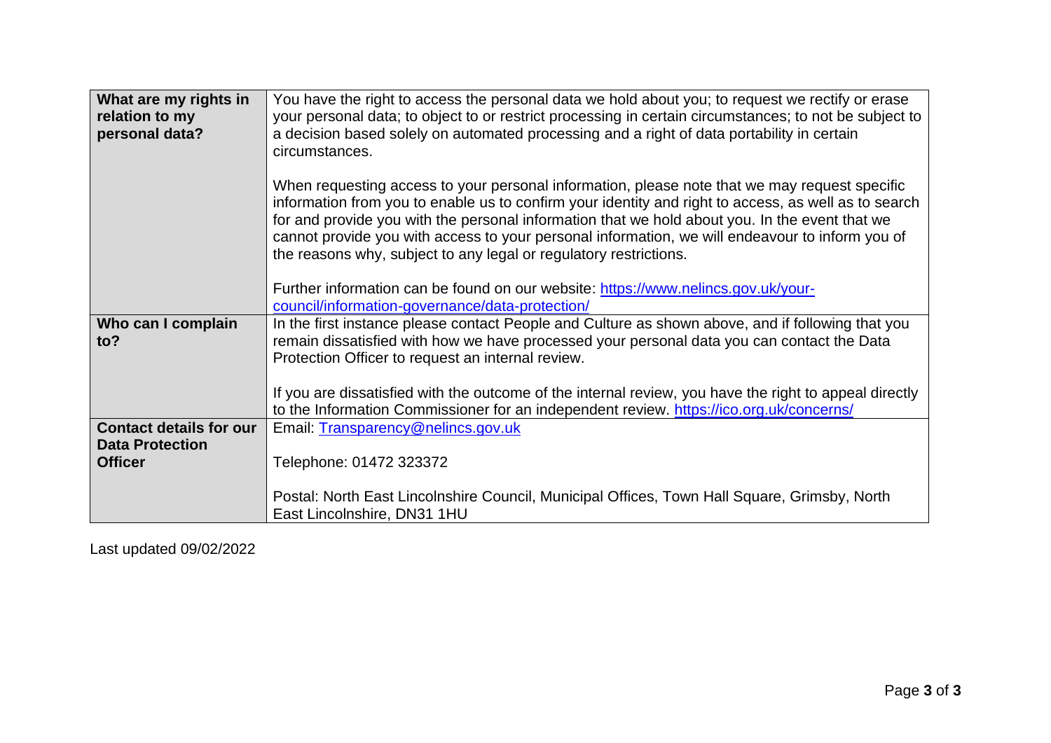| | |
|---|---|
| **What are my rights in relation to my personal data?** | You have the right to access the personal data we hold about you; to request we rectify or erase your personal data; to object to or restrict processing in certain circumstances; to not be subject to a decision based solely on automated processing and a right of data portability in certain circumstances.<br><br>When requesting access to your personal information, please note that we may request specific information from you to enable us to confirm your identity and right to access, as well as to search for and provide you with the personal information that we hold about you. In the event that we cannot provide you with access to your personal information, we will endeavour to inform you of the reasons why, subject to any legal or regulatory restrictions.<br><br>Further information can be found on our website: https://www.nelincs.gov.uk/your-council/information-governance/data-protection/ |
| **Who can I complain to?** | In the first instance please contact People and Culture as shown above, and if following that you remain dissatisfied with how we have processed your personal data you can contact the Data Protection Officer to request an internal review.<br><br>If you are dissatisfied with the outcome of the internal review, you have the right to appeal directly to the Information Commissioner for an independent review. https://ico.org.uk/concerns/ |
| **Contact details for our Data Protection Officer** | Email: Transparency@nelincs.gov.uk<br><br>Telephone: 01472 323372<br><br>Postal: North East Lincolnshire Council, Municipal Offices, Town Hall Square, Grimsby, North East Lincolnshire, DN31 1HU |

Last updated 09/02/2022